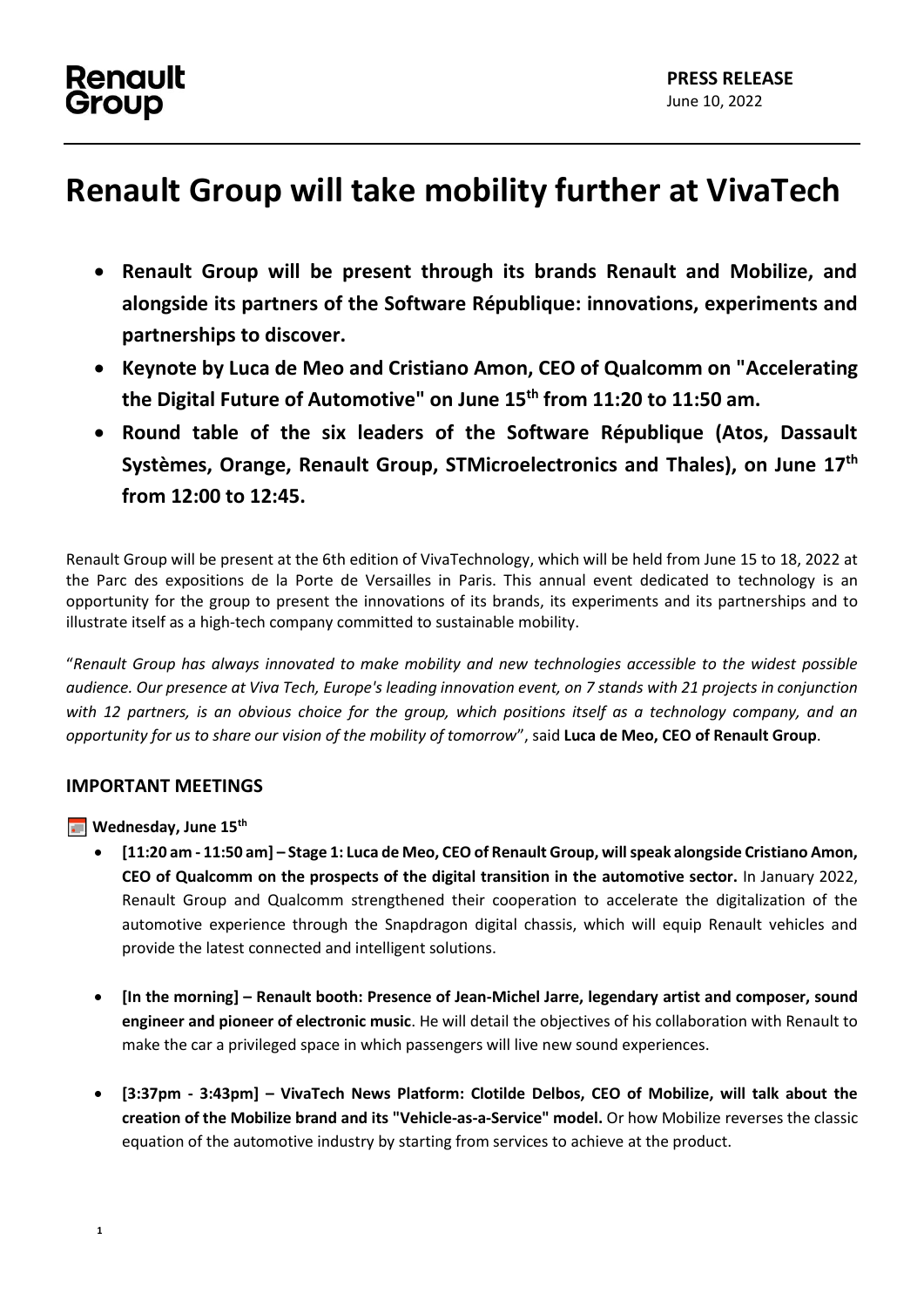Renault Group

**PRESS RELEASE**
June 10, 2022

# Renault Group will take mobility further at VivaTech

- **Renault Group will be present through its brands Renault and Mobilize, and alongside its partners of the Software République: innovations, experiments and partnerships to discover.**
- **Keynote by Luca de Meo and Cristiano Amon, CEO of Qualcomm on "Accelerating the Digital Future of Automotive" on June 15th from 11:20 to 11:50 am.**
- **Round table of the six leaders of the Software République (Atos, Dassault Systèmes, Orange, Renault Group, STMicroelectronics and Thales), on June 17th from 12:00 to 12:45.**

Renault Group will be present at the 6th edition of VivaTechnology, which will be held from June 15 to 18, 2022 at the Parc des expositions de la Porte de Versailles in Paris. This annual event dedicated to technology is an opportunity for the group to present the innovations of its brands, its experiments and its partnerships and to illustrate itself as a high-tech company committed to sustainable mobility.

"*Renault Group has always innovated to make mobility and new technologies accessible to the widest possible audience. Our presence at Viva Tech, Europe's leading innovation event, on 7 stands with 21 projects in conjunction with 12 partners, is an obvious choice for the group, which positions itself as a technology company, and an opportunity for us to share our vision of the mobility of tomorrow*", said **Luca de Meo, CEO of Renault Group**.

## IMPORTANT MEETINGS

**Wednesday, June 15th**

- **[11:20 am - 11:50 am] – Stage 1: Luca de Meo, CEO of Renault Group, will speak alongside Cristiano Amon, CEO of Qualcomm on the prospects of the digital transition in the automotive sector.** In January 2022, Renault Group and Qualcomm strengthened their cooperation to accelerate the digitalization of the automotive experience through the Snapdragon digital chassis, which will equip Renault vehicles and provide the latest connected and intelligent solutions.

- **[In the morning] – Renault booth: Presence of Jean-Michel Jarre, legendary artist and composer, sound engineer and pioneer of electronic music**. He will detail the objectives of his collaboration with Renault to make the car a privileged space in which passengers will live new sound experiences.

- **[3:37pm - 3:43pm] – VivaTech News Platform: Clotilde Delbos, CEO of Mobilize, will talk about the creation of the Mobilize brand and its "Vehicle-as-a-Service" model.** Or how Mobilize reverses the classic equation of the automotive industry by starting from services to achieve at the product.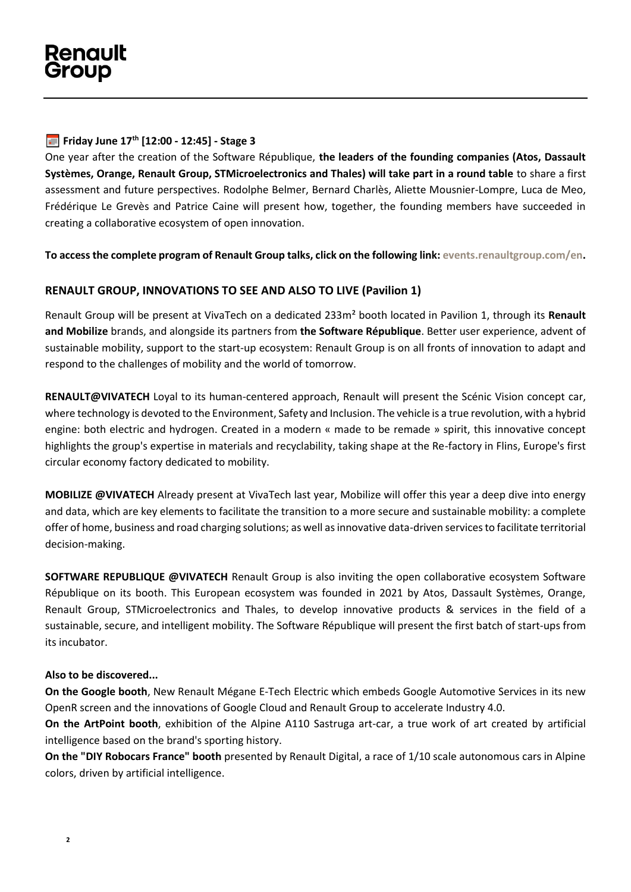**Friday June 17th [12:00 - 12:45] - Stage 3**

One year after the creation of the Software République, **the leaders of the founding companies (Atos, Dassault Systèmes, Orange, Renault Group, STMicroelectronics and Thales) will take part in a round table** to share a first assessment and future perspectives. Rodolphe Belmer, Bernard Charlès, Aliette Mousnier-Lompre, Luca de Meo, Frédérique Le Grevès and Patrice Caine will present how, together, the founding members have succeeded in creating a collaborative ecosystem of open innovation.

**To access the complete program of Renault Group talks, click on the following link: events.renaultgroup.com/en.**

## RENAULT GROUP, INNOVATIONS TO SEE AND ALSO TO LIVE (Pavilion 1)

Renault Group will be present at VivaTech on a dedicated 233m² booth located in Pavilion 1, through its **Renault and Mobilize** brands, and alongside its partners from **the Software République**. Better user experience, advent of sustainable mobility, support to the start-up ecosystem: Renault Group is on all fronts of innovation to adapt and respond to the challenges of mobility and the world of tomorrow.

**RENAULT@VIVATECH** Loyal to its human-centered approach, Renault will present the Scénic Vision concept car, where technology is devoted to the Environment, Safety and Inclusion. The vehicle is a true revolution, with a hybrid engine: both electric and hydrogen. Created in a modern « made to be remade » spirit, this innovative concept highlights the group's expertise in materials and recyclability, taking shape at the Re-factory in Flins, Europe's first circular economy factory dedicated to mobility.

**MOBILIZE @VIVATECH** Already present at VivaTech last year, Mobilize will offer this year a deep dive into energy and data, which are key elements to facilitate the transition to a more secure and sustainable mobility: a complete offer of home, business and road charging solutions; as well as innovative data-driven services to facilitate territorial decision-making.

**SOFTWARE REPUBLIQUE @VIVATECH** Renault Group is also inviting the open collaborative ecosystem Software République on its booth. This European ecosystem was founded in 2021 by Atos, Dassault Systèmes, Orange, Renault Group, STMicroelectronics and Thales, to develop innovative products & services in the field of a sustainable, secure, and intelligent mobility. The Software République will present the first batch of start-ups from its incubator.

**Also to be discovered...**

**On the Google booth**, New Renault Mégane E-Tech Electric which embeds Google Automotive Services in its new OpenR screen and the innovations of Google Cloud and Renault Group to accelerate Industry 4.0.

**On the ArtPoint booth**, exhibition of the Alpine A110 Sastruga art-car, a true work of art created by artificial intelligence based on the brand's sporting history.

**On the "DIY Robocars France" booth** presented by Renault Digital, a race of 1/10 scale autonomous cars in Alpine colors, driven by artificial intelligence.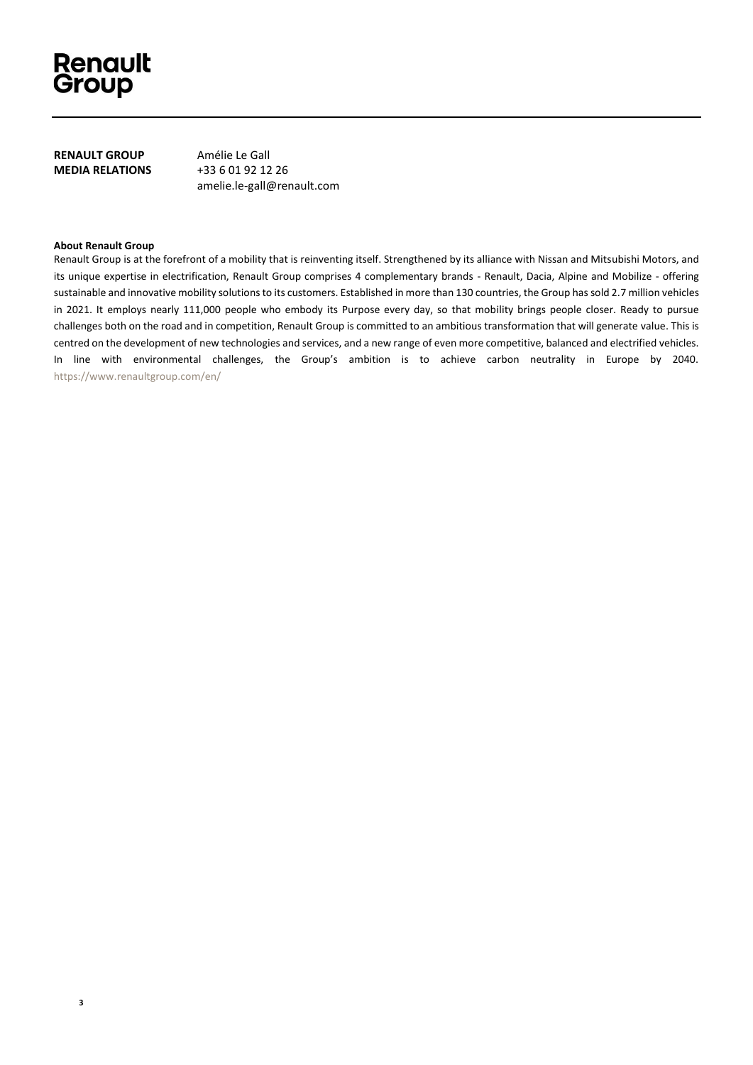**RENAULT GROUP MEDIA RELATIONS**

Amélie Le Gall
+33 6 01 92 12 26
amelie.le-gall@renault.com

**About Renault Group**

Renault Group is at the forefront of a mobility that is reinventing itself. Strengthened by its alliance with Nissan and Mitsubishi Motors, and its unique expertise in electrification, Renault Group comprises 4 complementary brands - Renault, Dacia, Alpine and Mobilize - offering sustainable and innovative mobility solutions to its customers. Established in more than 130 countries, the Group has sold 2.7 million vehicles in 2021. It employs nearly 111,000 people who embody its Purpose every day, so that mobility brings people closer. Ready to pursue challenges both on the road and in competition, Renault Group is committed to an ambitious transformation that will generate value. This is centred on the development of new technologies and services, and a new range of even more competitive, balanced and electrified vehicles. In line with environmental challenges, the Group's ambition is to achieve carbon neutrality in Europe by 2040. https://www.renaultgroup.com/en/